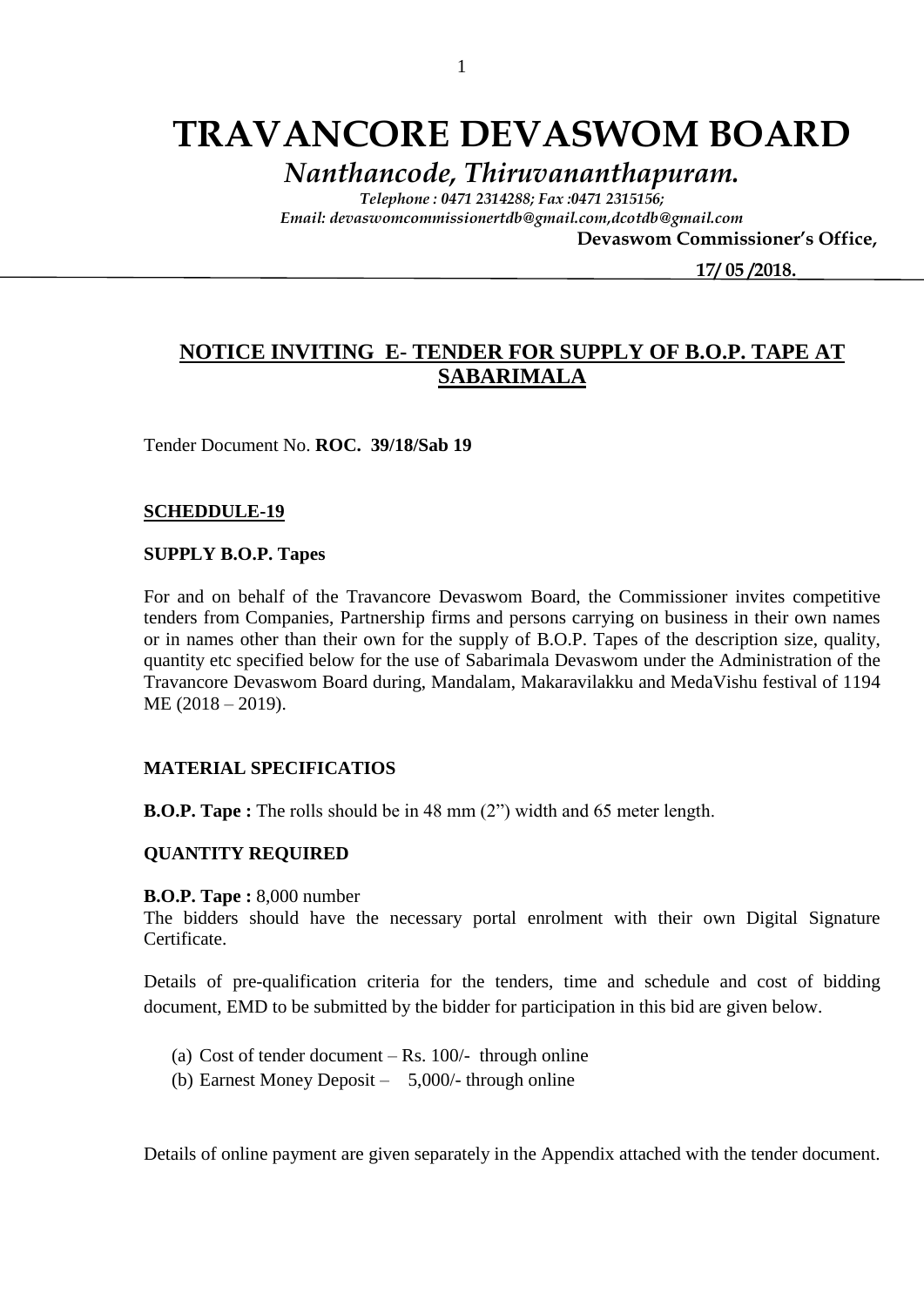# TRAVANCORE DEVASWOM BOARD

*Nanthancode, Thiruvananthapuram.*

*Telephone : 0471 2314288; Fax :0471 2315156;*
*Email: devaswomcommissionertdb@gmail.com,dcotdb@gmail.com*

**Devaswom Commissioner's Office,**

**17/ 05 /2018.**

## NOTICE INVITING E- TENDER FOR SUPPLY OF B.O.P. TAPE AT SABARIMALA

Tender Document No. **ROC. 39/18/Sab 19**

**SCHEDDULE-19**

**SUPPLY B.O.P. Tapes**

For and on behalf of the Travancore Devaswom Board, the Commissioner invites competitive tenders from Companies, Partnership firms and persons carrying on business in their own names or in names other than their own for the supply of B.O.P. Tapes of the description size, quality, quantity etc specified below for the use of Sabarimala Devaswom under the Administration of the Travancore Devaswom Board during, Mandalam, Makaravilakku and MedaVishu festival of 1194 ME (2018 – 2019).

**MATERIAL SPECIFICATIOS**

**B.O.P. Tape :** The rolls should be in 48 mm (2") width and 65 meter length.

**QUANTITY REQUIRED**

**B.O.P. Tape :** 8,000 number
The bidders should have the necessary portal enrolment with their own Digital Signature Certificate.

Details of pre-qualification criteria for the tenders, time and schedule and cost of bidding document, EMD to be submitted by the bidder for participation in this bid are given below.

(a) Cost of tender document – Rs. 100/- through online
(b) Earnest Money Deposit – 5,000/- through online

Details of online payment are given separately in the Appendix attached with the tender document.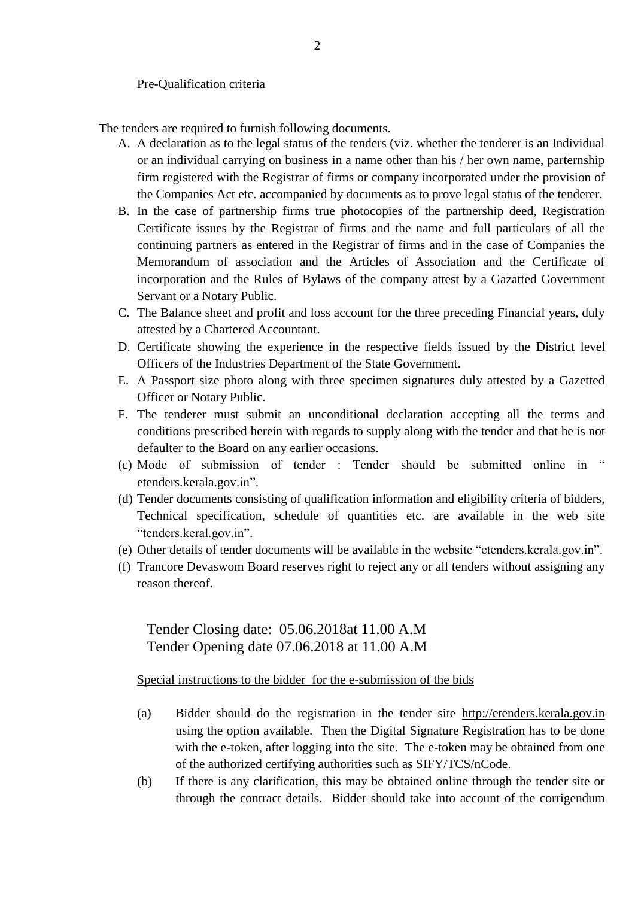Pre-Qualification criteria

The tenders are required to furnish following documents.

A. A declaration as to the legal status of the tenders (viz. whether the tenderer is an Individual or an individual carrying on business in a name other than his / her own name, parternship firm registered with the Registrar of firms or company incorporated under the provision of the Companies Act etc. accompanied by documents as to prove legal status of the tenderer.
B. In the case of partnership firms true photocopies of the partnership deed, Registration Certificate issues by the Registrar of firms and the name and full particulars of all the continuing partners as entered in the Registrar of firms and in the case of Companies the Memorandum of association and the Articles of Association and the Certificate of incorporation and the Rules of Bylaws of the company attest by a Gazatted Government Servant or a Notary Public.
C. The Balance sheet and profit and loss account for the three preceding Financial years, duly attested by a Chartered Accountant.
D. Certificate showing the experience in the respective fields issued by the District level Officers of the Industries Department of the State Government.
E. A Passport size photo along with three specimen signatures duly attested by a Gazetted Officer or Notary Public.
F. The tenderer must submit an unconditional declaration accepting all the terms and conditions prescribed herein with regards to supply along with the tender and that he is not defaulter to the Board on any earlier occasions.

(c) Mode of submission of tender : Tender should be submitted online in " etenders.kerala.gov.in".
(d) Tender documents consisting of qualification information and eligibility criteria of bidders, Technical specification, schedule of quantities etc. are available in the web site "tenders.keral.gov.in".
(e) Other details of tender documents will be available in the website "etenders.kerala.gov.in".
(f) Trancore Devaswom Board reserves right to reject any or all tenders without assigning any reason thereof.

Tender Closing date: 05.06.2018at 11.00 A.M
Tender Opening date 07.06.2018 at 11.00 A.M

Special instructions to the bidder for the e-submission of the bids

(a) Bidder should do the registration in the tender site http://etenders.kerala.gov.in using the option available. Then the Digital Signature Registration has to be done with the e-token, after logging into the site. The e-token may be obtained from one of the authorized certifying authorities such as SIFY/TCS/nCode.
(b) If there is any clarification, this may be obtained online through the tender site or through the contract details. Bidder should take into account of the corrigendum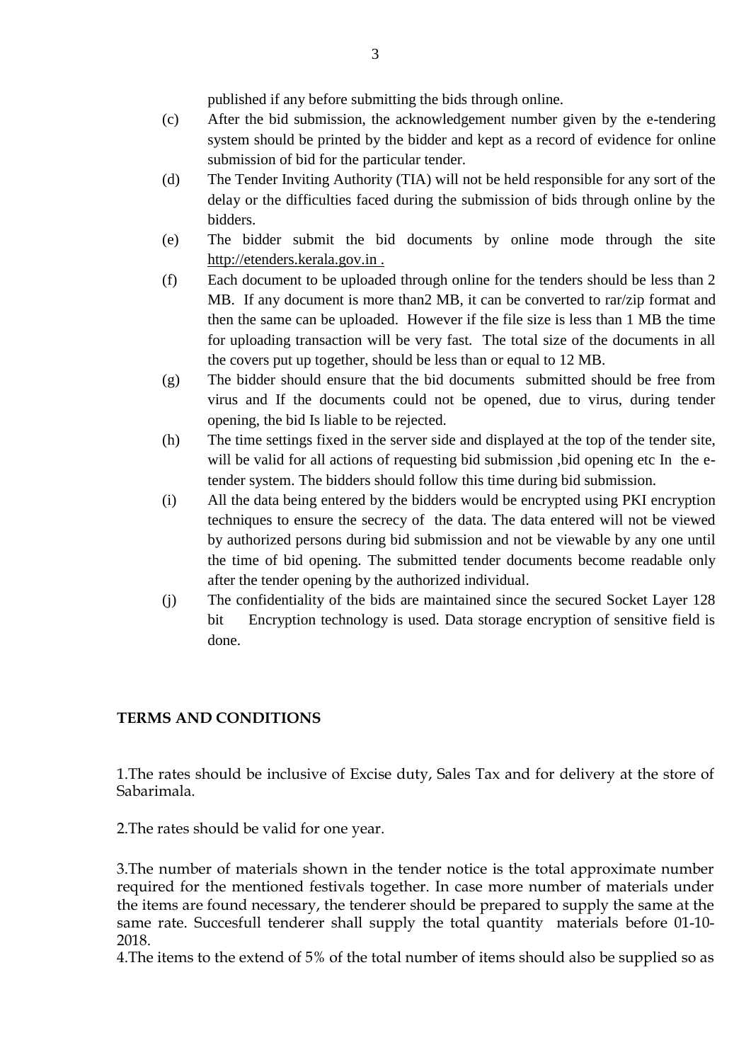published if any before submitting the bids through online.

(c) After the bid submission, the acknowledgement number given by the e-tendering system should be printed by the bidder and kept as a record of evidence for online submission of bid for the particular tender.

(d) The Tender Inviting Authority (TIA) will not be held responsible for any sort of the delay or the difficulties faced during the submission of bids through online by the bidders.

(e) The bidder submit the bid documents by online mode through the site http://etenders.kerala.gov.in .

(f) Each document to be uploaded through online for the tenders should be less than 2 MB. If any document is more than2 MB, it can be converted to rar/zip format and then the same can be uploaded. However if the file size is less than 1 MB the time for uploading transaction will be very fast. The total size of the documents in all the covers put up together, should be less than or equal to 12 MB.

(g) The bidder should ensure that the bid documents submitted should be free from virus and If the documents could not be opened, due to virus, during tender opening, the bid Is liable to be rejected.

(h) The time settings fixed in the server side and displayed at the top of the tender site, will be valid for all actions of requesting bid submission ,bid opening etc In the e-tender system. The bidders should follow this time during bid submission.

(i) All the data being entered by the bidders would be encrypted using PKI encryption techniques to ensure the secrecy of the data. The data entered will not be viewed by authorized persons during bid submission and not be viewable by any one until the time of bid opening. The submitted tender documents become readable only after the tender opening by the authorized individual.

(j) The confidentiality of the bids are maintained since the secured Socket Layer 128 bit Encryption technology is used. Data storage encryption of sensitive field is done.

**TERMS AND CONDITIONS**

1.The rates should be inclusive of Excise duty, Sales Tax and for delivery at the store of Sabarimala.

2.The rates should be valid for one year.

3.The number of materials shown in the tender notice is the total approximate number required for the mentioned festivals together. In case more number of materials under the items are found necessary, the tenderer should be prepared to supply the same at the same rate. Succesfull tenderer shall supply the total quantity materials before 01-10-2018.

4.The items to the extend of 5% of the total number of items should also be supplied so as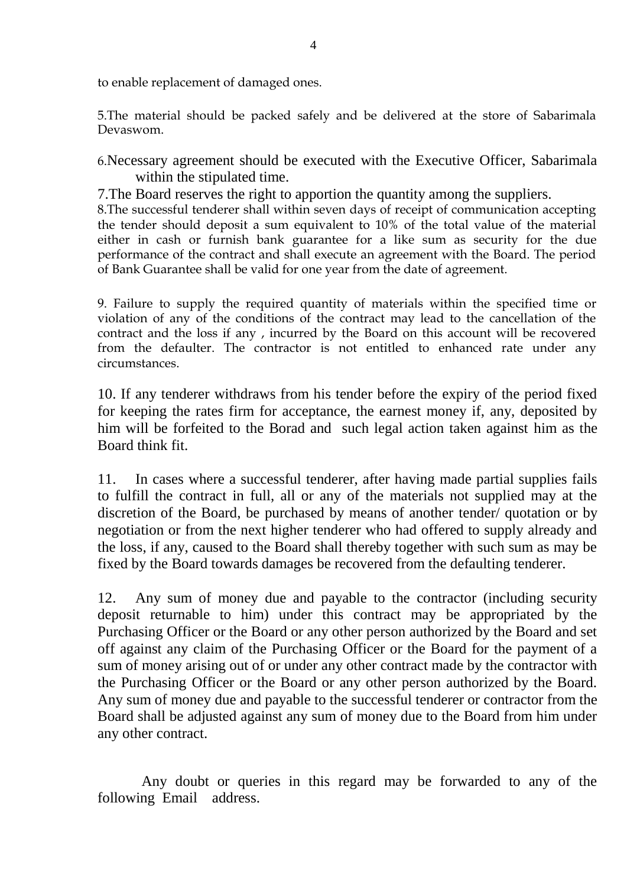to enable replacement of damaged ones.

5.The material should be packed safely and be delivered at the store of Sabarimala Devaswom.

6.Necessary agreement should be executed with the Executive Officer, Sabarimala within the stipulated time.

7.The Board reserves the right to apportion the quantity among the suppliers.

8.The successful tenderer shall within seven days of receipt of communication accepting the tender should deposit a sum equivalent to 10% of the total value of the material either in cash or furnish bank guarantee for a like sum as security for the due performance of the contract and shall execute an agreement with the Board. The period of Bank Guarantee shall be valid for one year from the date of agreement.

9. Failure to supply the required quantity of materials within the specified time or violation of any of the conditions of the contract may lead to the cancellation of the contract and the loss if any , incurred by the Board on this account will be recovered from the defaulter. The contractor is not entitled to enhanced rate under any circumstances.

10. If any tenderer withdraws from his tender before the expiry of the period fixed for keeping the rates firm for acceptance, the earnest money if, any, deposited by him will be forfeited to the Borad and such legal action taken against him as the Board think fit.

11. In cases where a successful tenderer, after having made partial supplies fails to fulfill the contract in full, all or any of the materials not supplied may at the discretion of the Board, be purchased by means of another tender/ quotation or by negotiation or from the next higher tenderer who had offered to supply already and the loss, if any, caused to the Board shall thereby together with such sum as may be fixed by the Board towards damages be recovered from the defaulting tenderer.

12. Any sum of money due and payable to the contractor (including security deposit returnable to him) under this contract may be appropriated by the Purchasing Officer or the Board or any other person authorized by the Board and set off against any claim of the Purchasing Officer or the Board for the payment of a sum of money arising out of or under any other contract made by the contractor with the Purchasing Officer or the Board or any other person authorized by the Board. Any sum of money due and payable to the successful tenderer or contractor from the Board shall be adjusted against any sum of money due to the Board from him under any other contract.

Any doubt or queries in this regard may be forwarded to any of the following Email address.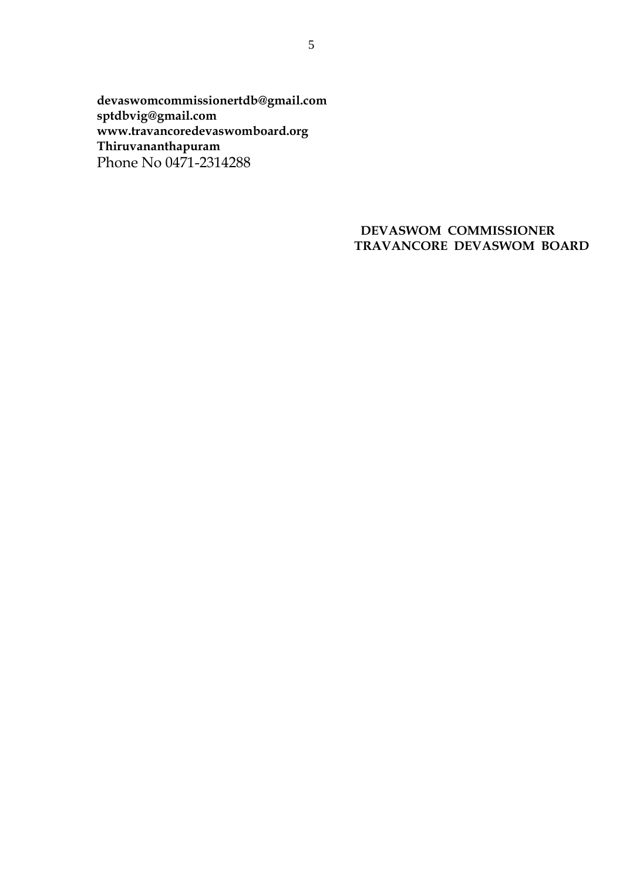**devaswomcommissionertdb@gmail.com**
**sptdbvig@gmail.com**
**www.travancoredevaswomboard.org**
**Thiruvananthapuram**
Phone No 0471-2314288

**DEVASWOM COMMISSIONER**
**TRAVANCORE DEVASWOM BOARD**